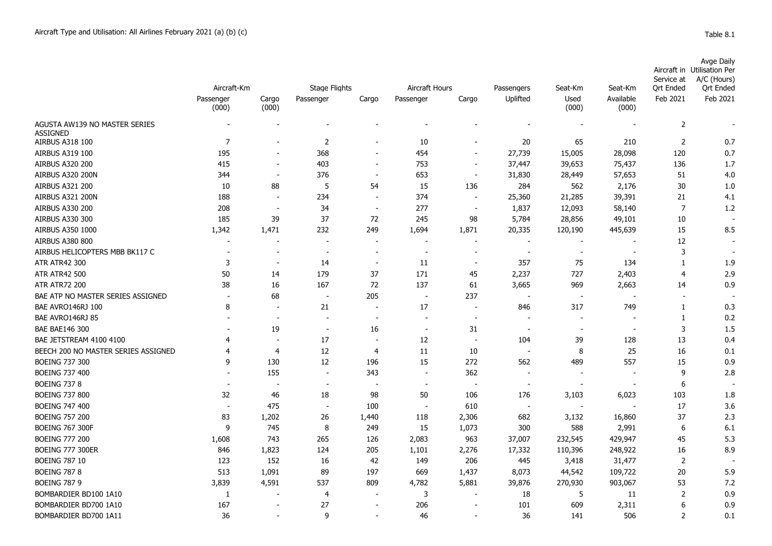Aircraft Type and Utilisation: All Airlines February 2021 (a) (b) (c)

Table 8.1

| | Aircraft-Km | | Stage Flights | | Aircraft Hours | | Passengers | Seat-Km | Seat-Km | Aircraft in Service at Qrt Ended | Avge Daily Utilisation Per A/C (Hours) Qrt Ended |
|---|---|---|---|---|---|---|---|---|---|---|---|
| | Passenger (000) | Cargo (000) | Passenger | Cargo | Passenger | Cargo | Uplifted | Used (000) | Available (000) | Feb 2021 | Feb 2021 |
| AGUSTA AW139 NO MASTER SERIES ASSIGNED | - | - | - | - | - | - | - | - | - | 2 | - |
| AIRBUS A318 100 | 7 | - | 2 | - | 10 | - | 20 | 65 | 210 | 2 | 0.7 |
| AIRBUS A319 100 | 195 | - | 368 | - | 454 | - | 27,739 | 15,005 | 28,098 | 120 | 0.7 |
| AIRBUS A320 200 | 415 | - | 403 | - | 753 | - | 37,447 | 39,653 | 75,437 | 136 | 1.7 |
| AIRBUS A320 200N | 344 | - | 376 | - | 653 | - | 31,830 | 28,449 | 57,653 | 51 | 4.0 |
| AIRBUS A321 200 | 10 | 88 | 5 | 54 | 15 | 136 | 284 | 562 | 2,176 | 30 | 1.0 |
| AIRBUS A321 200N | 188 | - | 234 | - | 374 | - | 25,360 | 21,285 | 39,391 | 21 | 4.1 |
| AIRBUS A330 200 | 208 | - | 34 | - | 277 | - | 1,837 | 12,093 | 58,140 | 7 | 1.2 |
| AIRBUS A330 300 | 185 | 39 | 37 | 72 | 245 | 98 | 5,784 | 28,856 | 49,101 | 10 | - |
| AIRBUS A350 1000 | 1,342 | 1,471 | 232 | 249 | 1,694 | 1,871 | 20,335 | 120,190 | 445,639 | 15 | 8.5 |
| AIRBUS A380 800 | - | - | - | - | - | - | - | - | - | 12 | - |
| AIRBUS HELICOPTERS MBB BK117 C | - | - | - | - | - | - | - | - | - | 3 | - |
| ATR ATR42 300 | 3 | - | 14 | - | 11 | - | 357 | 75 | 134 | 1 | 1.9 |
| ATR ATR42 500 | 50 | 14 | 179 | 37 | 171 | 45 | 2,237 | 727 | 2,403 | 4 | 2.9 |
| ATR ATR72 200 | 38 | 16 | 167 | 72 | 137 | 61 | 3,665 | 969 | 2,663 | 14 | 0.9 |
| BAE ATP NO MASTER SERIES ASSIGNED | - | 68 | - | 205 | - | 237 | - | - | - | - | - |
| BAE AVRO146RJ 100 | 8 | - | 21 | - | 17 | - | 846 | 317 | 749 | 1 | 0.3 |
| BAE AVRO146RJ 85 | - | - | - | - | - | - | - | - | - | 1 | 0.2 |
| BAE BAE146 300 | - | 19 | - | 16 | - | 31 | - | - | - | 3 | 1.5 |
| BAE JETSTREAM 4100 4100 | 4 | - | 17 | - | 12 | - | 104 | 39 | 128 | 13 | 0.4 |
| BEECH 200 NO MASTER SERIES ASSIGNED | 4 | 4 | 12 | 4 | 11 | 10 | - | 8 | 25 | 16 | 0.1 |
| BOEING 737 300 | 9 | 130 | 12 | 196 | 15 | 272 | 562 | 489 | 557 | 15 | 0.9 |
| BOEING 737 400 | - | 155 | - | 343 | - | 362 | - | - | - | 9 | 2.8 |
| BOEING 737 8 | - | - | - | - | - | - | - | - | - | 6 | - |
| BOEING 737 800 | 32 | 46 | 18 | 98 | 50 | 106 | 176 | 3,103 | 6,023 | 103 | 1.8 |
| BOEING 747 400 | - | 475 | - | 100 | - | 610 | - | - | - | 17 | 3.6 |
| BOEING 757 200 | 83 | 1,202 | 26 | 1,440 | 118 | 2,306 | 682 | 3,132 | 16,860 | 37 | 2.3 |
| BOEING 767 300F | 9 | 745 | 8 | 249 | 15 | 1,073 | 300 | 588 | 2,991 | 6 | 6.1 |
| BOEING 777 200 | 1,608 | 743 | 265 | 126 | 2,083 | 963 | 37,007 | 232,545 | 429,947 | 45 | 5.3 |
| BOEING 777 300ER | 846 | 1,823 | 124 | 205 | 1,101 | 2,276 | 17,332 | 110,396 | 248,922 | 16 | 8.9 |
| BOEING 787 10 | 123 | 152 | 16 | 42 | 149 | 206 | 445 | 3,418 | 31,477 | 2 | - |
| BOEING 787 8 | 513 | 1,091 | 89 | 197 | 669 | 1,437 | 8,073 | 44,542 | 109,722 | 20 | 5.9 |
| BOEING 787 9 | 3,839 | 4,591 | 537 | 809 | 4,782 | 5,881 | 39,876 | 270,930 | 903,067 | 53 | 7.2 |
| BOMBARDIER BD100 1A10 | 1 | - | 4 | - | 3 | - | 18 | 5 | 11 | 2 | 0.9 |
| BOMBARDIER BD700 1A10 | 167 | - | 27 | - | 206 | - | 101 | 609 | 2,311 | 6 | 0.9 |
| BOMBARDIER BD700 1A11 | 36 | - | 9 | - | 46 | - | 36 | 141 | 506 | 2 | 0.1 |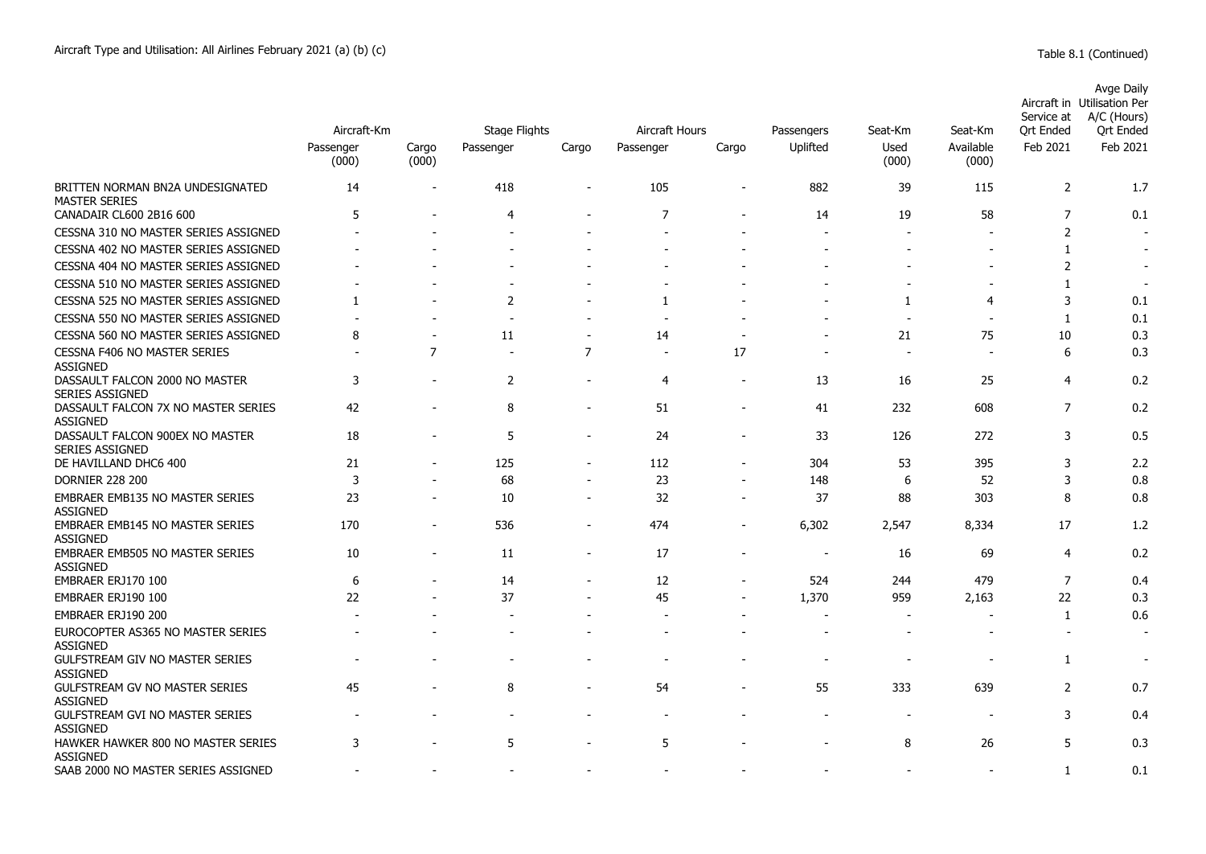Aircraft Type and Utilisation: All Airlines February 2021 (a) (b) (c)

Table 8.1 (Continued)

| | Aircraft-Km | | Stage Flights | | Aircraft Hours | | Passengers | Seat-Km | Seat-Km | Aircraft in Service at Qrt Ended | Avge Daily Utilisation Per A/C (Hours) Qrt Ended |
|---|---|---|---|---|---|---|---|---|---|---|---|
| | Passenger (000) | Cargo (000) | Passenger | Cargo | Passenger | Cargo | Uplifted | Used (000) | Available (000) | Feb 2021 | Feb 2021 |
| BRITTEN NORMAN BN2A UNDESIGNATED MASTER SERIES | 14 | - | 418 | - | 105 | - | 882 | 39 | 115 | 2 | 1.7 |
| CANADAIR CL600 2B16 600 | 5 | - | 4 | - | 7 | - | 14 | 19 | 58 | 7 | 0.1 |
| CESSNA 310 NO MASTER SERIES ASSIGNED | - | - | - | - | - | - | - | - | - | 2 | - |
| CESSNA 402 NO MASTER SERIES ASSIGNED | - | - | - | - | - | - | - | - | - | 1 | - |
| CESSNA 404 NO MASTER SERIES ASSIGNED | - | - | - | - | - | - | - | - | - | 2 | - |
| CESSNA 510 NO MASTER SERIES ASSIGNED | - | - | - | - | - | - | - | - | - | 1 | - |
| CESSNA 525 NO MASTER SERIES ASSIGNED | 1 | - | 2 | - | 1 | - | - | 1 | 4 | 3 | 0.1 |
| CESSNA 550 NO MASTER SERIES ASSIGNED | - | - | - | - | - | - | - | - | - | 1 | 0.1 |
| CESSNA 560 NO MASTER SERIES ASSIGNED | 8 | - | 11 | - | 14 | - | - | 21 | 75 | 10 | 0.3 |
| CESSNA F406 NO MASTER SERIES ASSIGNED | - | 7 | - | 7 | - | 17 | - | - | - | 6 | 0.3 |
| DASSAULT FALCON 2000 NO MASTER SERIES ASSIGNED | 3 | - | 2 | - | 4 | - | 13 | 16 | 25 | 4 | 0.2 |
| DASSAULT FALCON 7X NO MASTER SERIES ASSIGNED | 42 | - | 8 | - | 51 | - | 41 | 232 | 608 | 7 | 0.2 |
| DASSAULT FALCON 900EX NO MASTER SERIES ASSIGNED | 18 | - | 5 | - | 24 | - | 33 | 126 | 272 | 3 | 0.5 |
| DE HAVILLAND DHC6 400 | 21 | - | 125 | - | 112 | - | 304 | 53 | 395 | 3 | 2.2 |
| DORNIER 228 200 | 3 | - | 68 | - | 23 | - | 148 | 6 | 52 | 3 | 0.8 |
| EMBRAER EMB135 NO MASTER SERIES ASSIGNED | 23 | - | 10 | - | 32 | - | 37 | 88 | 303 | 8 | 0.8 |
| EMBRAER EMB145 NO MASTER SERIES ASSIGNED | 170 | - | 536 | - | 474 | - | 6,302 | 2,547 | 8,334 | 17 | 1.2 |
| EMBRAER EMB505 NO MASTER SERIES ASSIGNED | 10 | - | 11 | - | 17 | - | - | 16 | 69 | 4 | 0.2 |
| EMBRAER ERJ170 100 | 6 | - | 14 | - | 12 | - | 524 | 244 | 479 | 7 | 0.4 |
| EMBRAER ERJ190 100 | 22 | - | 37 | - | 45 | - | 1,370 | 959 | 2,163 | 22 | 0.3 |
| EMBRAER ERJ190 200 | - | - | - | - | - | - | - | - | - | 1 | 0.6 |
| EUROCOPTER AS365 NO MASTER SERIES ASSIGNED | - | - | - | - | - | - | - | - | - | - | - |
| GULFSTREAM GIV NO MASTER SERIES ASSIGNED | - | - | - | - | - | - | - | - | - | 1 | - |
| GULFSTREAM GV NO MASTER SERIES ASSIGNED | 45 | - | 8 | - | 54 | - | 55 | 333 | 639 | 2 | 0.7 |
| GULFSTREAM GVI NO MASTER SERIES ASSIGNED | - | - | - | - | - | - | - | - | - | 3 | 0.4 |
| HAWKER HAWKER 800 NO MASTER SERIES ASSIGNED | 3 | - | 5 | - | 5 | - | - | 8 | 26 | 5 | 0.3 |
| SAAB 2000 NO MASTER SERIES ASSIGNED | - | - | - | - | - | - | - | - | - | 1 | 0.1 |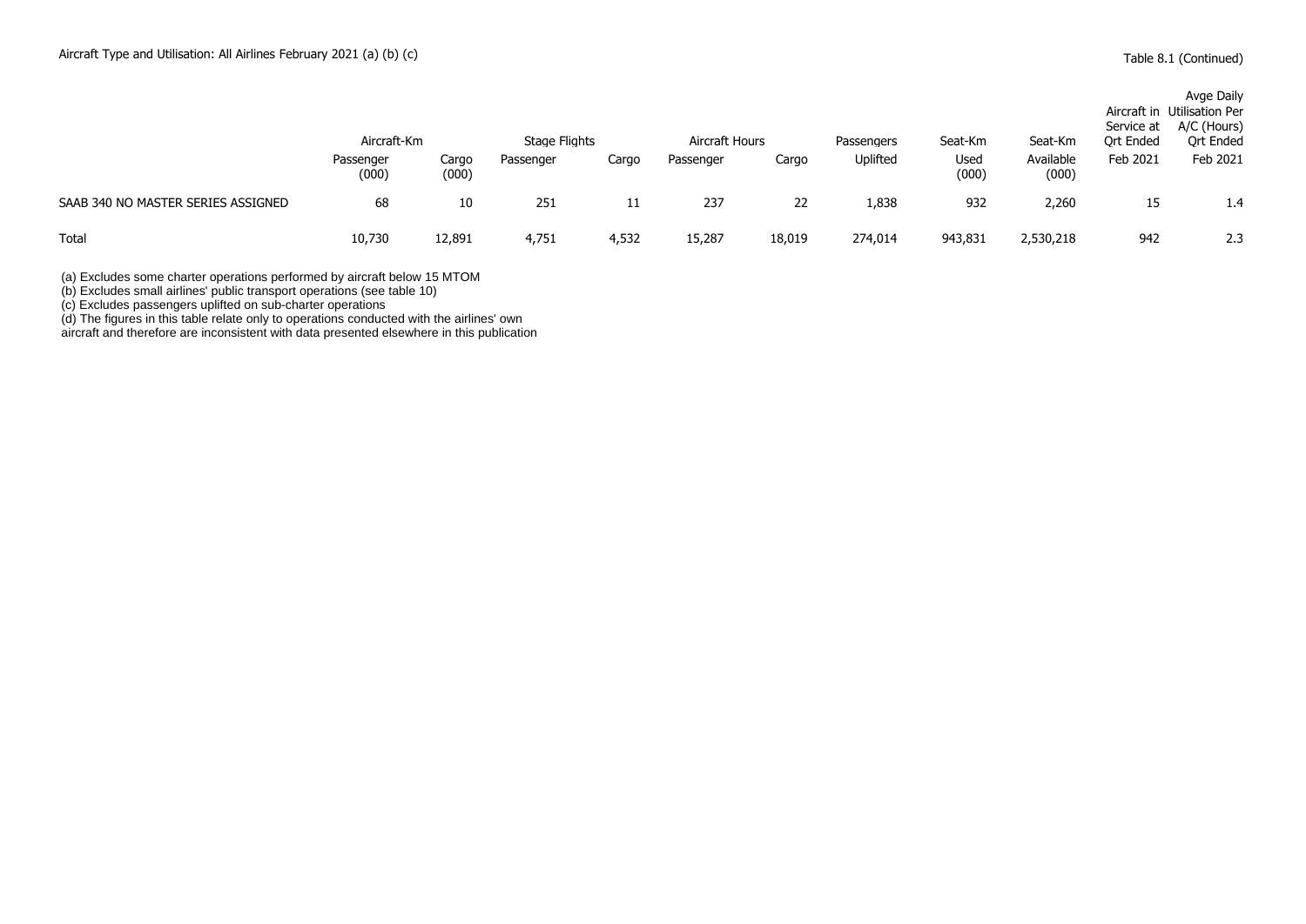Aircraft Type and Utilisation: All Airlines February 2021 (a) (b) (c)

Table 8.1 (Continued)

| | Aircraft-Km | | Stage Flights | | Aircraft Hours | | Passengers | Seat-Km | Seat-Km | Aircraft in Service at Qrt Ended | Avge Daily Utilisation Per A/C (Hours) Qrt Ended |
|---|---|---|---|---|---|---|---|---|---|---|---|
| | Passenger (000) | Cargo (000) | Passenger | Cargo | Passenger | Cargo | Uplifted | Used (000) | Available (000) | Feb 2021 | Feb 2021 |
| SAAB 340 NO MASTER SERIES ASSIGNED | 68 | 10 | 251 | 11 | 237 | 22 | 1,838 | 932 | 2,260 | 15 | 1.4 |
| Total | 10,730 | 12,891 | 4,751 | 4,532 | 15,287 | 18,019 | 274,014 | 943,831 | 2,530,218 | 942 | 2.3 |

(a) Excludes some charter operations performed by aircraft below 15 MTOM
(b) Excludes small airlines' public transport operations (see table 10)
(c) Excludes passengers uplifted on sub-charter operations
(d) The figures in this table relate only to operations conducted with the airlines' own aircraft and therefore are inconsistent with data presented elsewhere in this publication